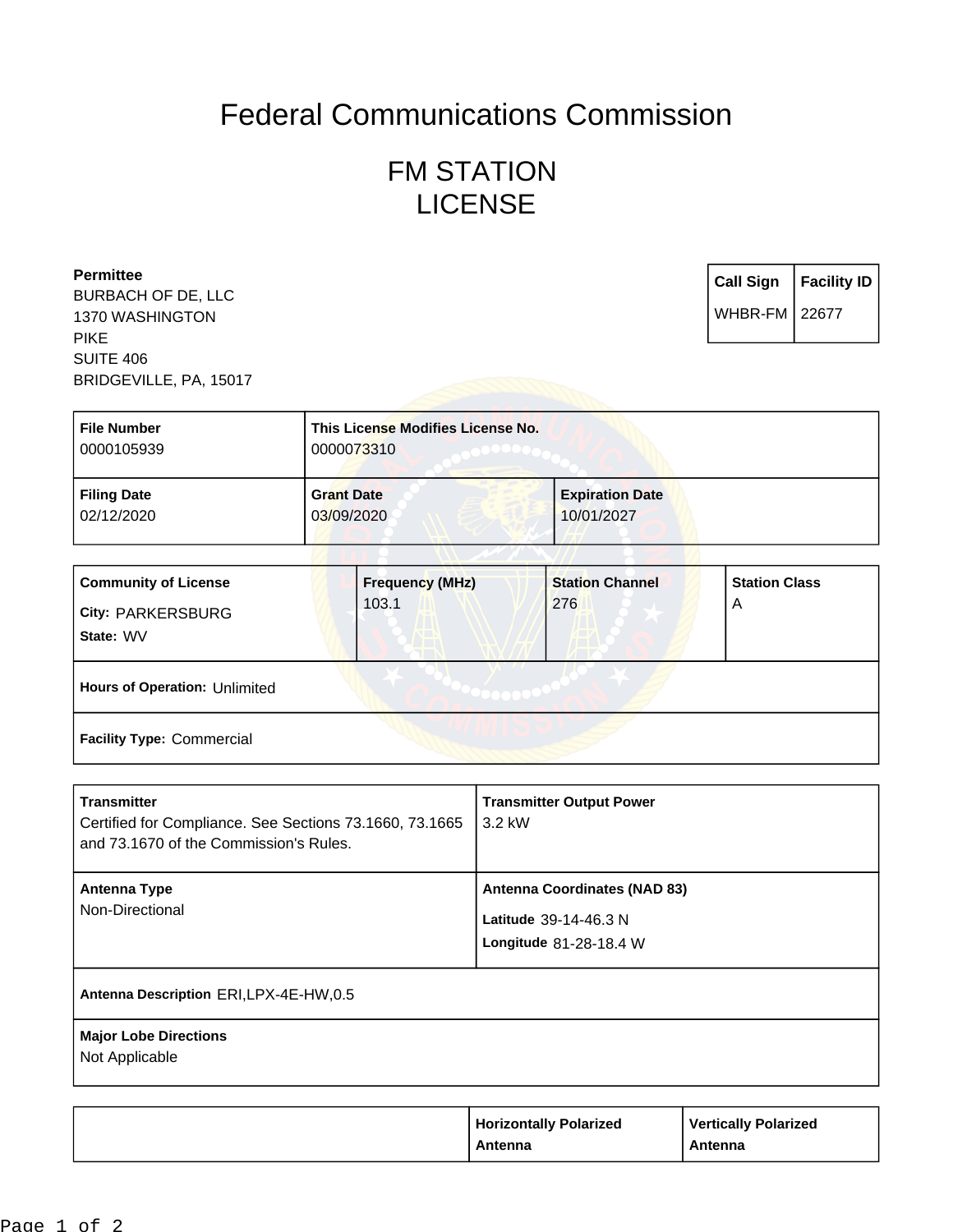# Federal Communications Commission

## FM STATION LICENSE

**Permittee**
BURBACH OF DE, LLC
1370 WASHINGTON
PIKE
SUITE 406
BRIDGEVILLE, PA, 15017

| Call Sign | Facility ID |
|---|---|
| WHBR-FM | 22677 |

| File Number | This License Modifies License No. | |
|---|---|---|
| 0000105939 | 0000073310 | |
| **Filing Date** | **Grant Date** | **Expiration Date** |
| 02/12/2020 | 03/09/2020 | 10/01/2027 |

| Community of License | Frequency (MHz) | Station Channel | Station Class |
|---|---|---|---|
| City: PARKERSBURG<br>State: WV | 103.1 | 276 | A |

**Hours of Operation:** Unlimited

**Facility Type:** Commercial

| Transmitter | Transmitter Output Power |
|---|---|
| Certified for Compliance. See Sections 73.1660, 73.1665 and 73.1670 of the Commission's Rules. | 3.2 kW |
| **Antenna Type** | **Antenna Coordinates (NAD 83)** |
| Non-Directional | Latitude 39-14-46.3 N<br>Longitude 81-28-18.4 W |

**Antenna Description** ERI,LPX-4E-HW,0.5

**Major Lobe Directions**
Not Applicable

| | Horizontally Polarized Antenna | Vertically Polarized Antenna |
|---|---|---|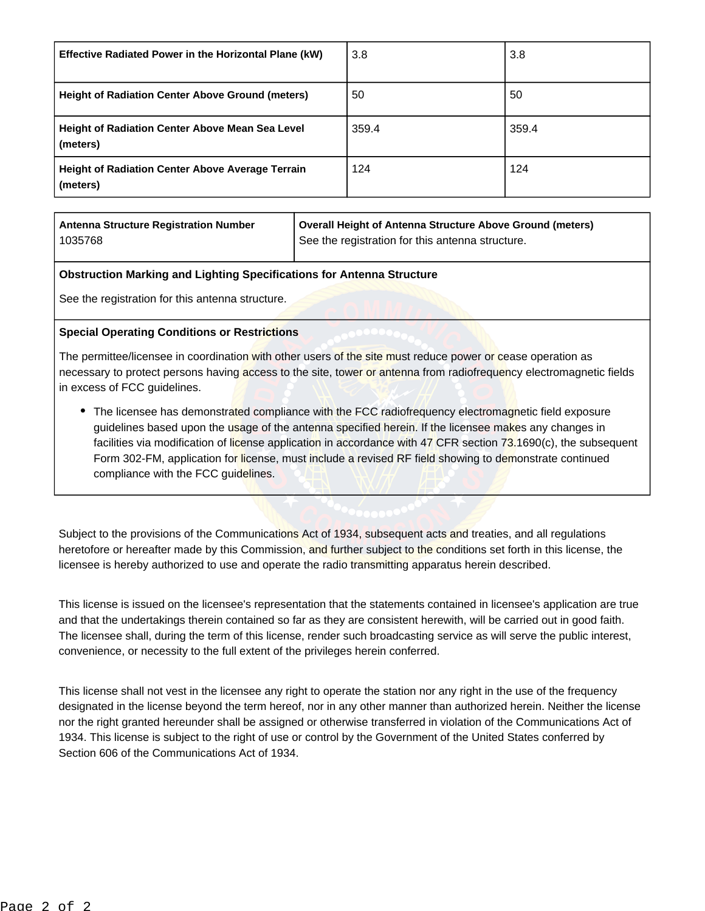| | | |
|---|---|---|
| **Effective Radiated Power in the Horizontal Plane (kW)** | 3.8 | 3.8 |
| **Height of Radiation Center Above Ground (meters)** | 50 | 50 |
| **Height of Radiation Center Above Mean Sea Level (meters)** | 359.4 | 359.4 |
| **Height of Radiation Center Above Average Terrain (meters)** | 124 | 124 |

| **Antenna Structure Registration Number** | **Overall Height of Antenna Structure Above Ground (meters)** |
|---|---|
| 1035768 | See the registration for this antenna structure. |

**Obstruction Marking and Lighting Specifications for Antenna Structure**

See the registration for this antenna structure.

**Special Operating Conditions or Restrictions**

The permittee/licensee in coordination with other users of the site must reduce power or cease operation as necessary to protect persons having access to the site, tower or antenna from radiofrequency electromagnetic fields in excess of FCC guidelines.

- The licensee has demonstrated compliance with the FCC radiofrequency electromagnetic field exposure guidelines based upon the usage of the antenna specified herein. If the licensee makes any changes in facilities via modification of license application in accordance with 47 CFR section 73.1690(c), the subsequent Form 302-FM, application for license, must include a revised RF field showing to demonstrate continued compliance with the FCC guidelines.

Subject to the provisions of the Communications Act of 1934, subsequent acts and treaties, and all regulations heretofore or hereafter made by this Commission, and further subject to the conditions set forth in this license, the licensee is hereby authorized to use and operate the radio transmitting apparatus herein described.

This license is issued on the licensee's representation that the statements contained in licensee's application are true and that the undertakings therein contained so far as they are consistent herewith, will be carried out in good faith. The licensee shall, during the term of this license, render such broadcasting service as will serve the public interest, convenience, or necessity to the full extent of the privileges herein conferred.

This license shall not vest in the licensee any right to operate the station nor any right in the use of the frequency designated in the license beyond the term hereof, nor in any other manner than authorized herein. Neither the license nor the right granted hereunder shall be assigned or otherwise transferred in violation of the Communications Act of 1934. This license is subject to the right of use or control by the Government of the United States conferred by Section 606 of the Communications Act of 1934.